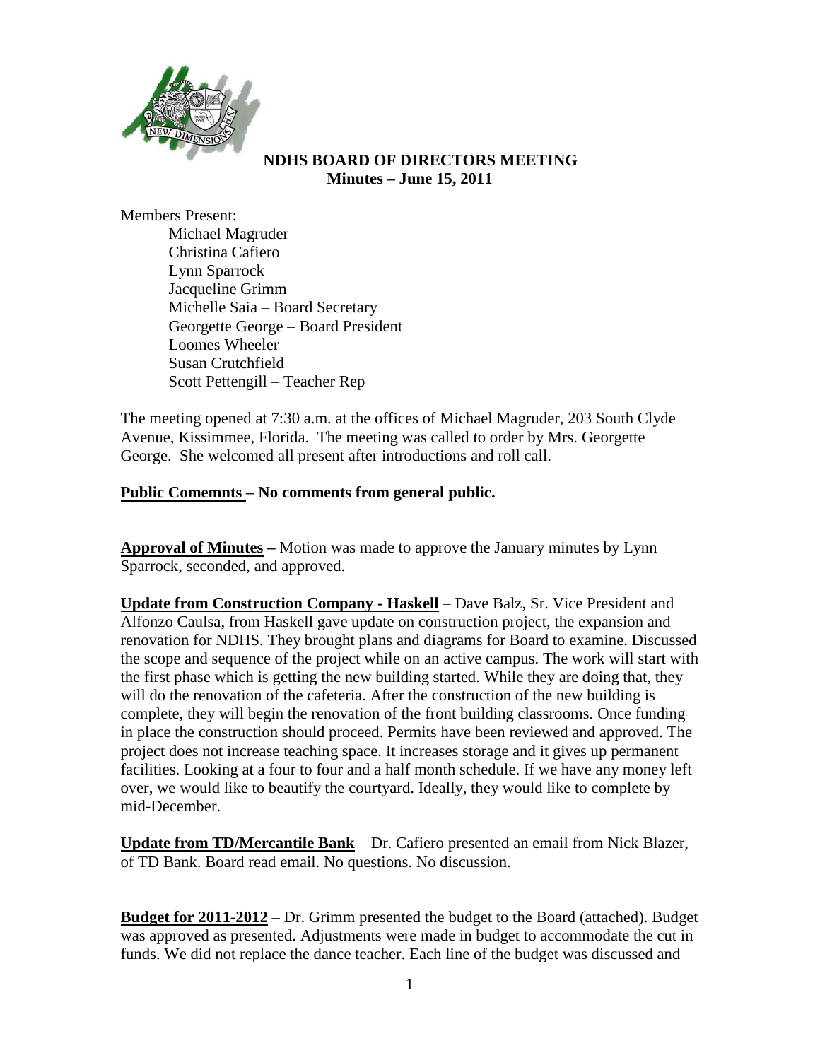**NDHS BOARD OF DIRECTORS MEETING**
**Minutes – June 15, 2011**

Members Present:

- Michael Magruder
- Christina Cafiero
- Lynn Sparrock
- Jacqueline Grimm
- Michelle Saia – Board Secretary
- Georgette George – Board President
- Loomes Wheeler
- Susan Crutchfield
- Scott Pettengill – Teacher Rep

The meeting opened at 7:30 a.m. at the offices of Michael Magruder, 203 South Clyde Avenue, Kissimmee, Florida. The meeting was called to order by Mrs. Georgette George. She welcomed all present after introductions and roll call.

**Public Comemnts – No comments from general public.**

**Approval of Minutes** – Motion was made to approve the January minutes by Lynn Sparrock, seconded, and approved.

**Update from Construction Company - Haskell** – Dave Balz, Sr. Vice President and Alfonzo Caulsa, from Haskell gave update on construction project, the expansion and renovation for NDHS. They brought plans and diagrams for Board to examine. Discussed the scope and sequence of the project while on an active campus. The work will start with the first phase which is getting the new building started. While they are doing that, they will do the renovation of the cafeteria. After the construction of the new building is complete, they will begin the renovation of the front building classrooms. Once funding in place the construction should proceed. Permits have been reviewed and approved. The project does not increase teaching space. It increases storage and it gives up permanent facilities. Looking at a four to four and a half month schedule. If we have any money left over, we would like to beautify the courtyard. Ideally, they would like to complete by mid-December.

**Update from TD/Mercantile Bank** – Dr. Cafiero presented an email from Nick Blazer, of TD Bank. Board read email. No questions. No discussion.

**Budget for 2011-2012** – Dr. Grimm presented the budget to the Board (attached). Budget was approved as presented. Adjustments were made in budget to accommodate the cut in funds. We did not replace the dance teacher. Each line of the budget was discussed and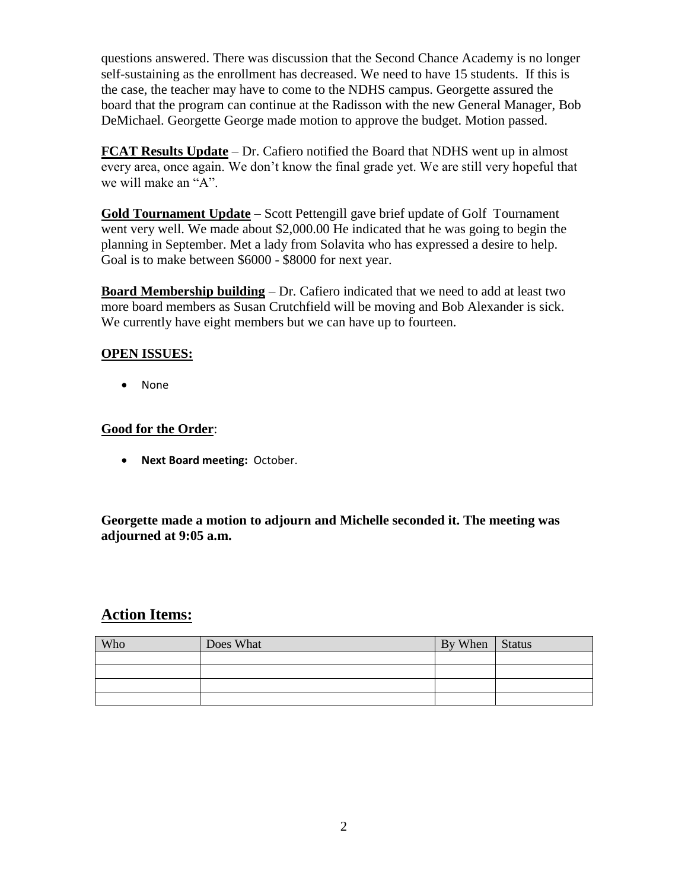questions answered. There was discussion that the Second Chance Academy is no longer self-sustaining as the enrollment has decreased. We need to have 15 students. If this is the case, the teacher may have to come to the NDHS campus. Georgette assured the board that the program can continue at the Radisson with the new General Manager, Bob DeMichael. Georgette George made motion to approve the budget. Motion passed.

**FCAT Results Update** – Dr. Cafiero notified the Board that NDHS went up in almost every area, once again. We don't know the final grade yet. We are still very hopeful that we will make an "A".

**Gold Tournament Update** – Scott Pettengill gave brief update of Golf Tournament went very well. We made about $2,000.00 He indicated that he was going to begin the planning in September. Met a lady from Solavita who has expressed a desire to help. Goal is to make between $6000 - $8000 for next year.

**Board Membership building** – Dr. Cafiero indicated that we need to add at least two more board members as Susan Crutchfield will be moving and Bob Alexander is sick. We currently have eight members but we can have up to fourteen.

**OPEN ISSUES:**

- None

**Good for the Order**:

- **Next Board meeting:** October.

**Georgette made a motion to adjourn and Michelle seconded it. The meeting was adjourned at 9:05 a.m.**

## Action Items:

| Who | Does What | By When | Status |
|---|---|---|---|
| | | | |
| | | | |
| | | | |
| | | | |